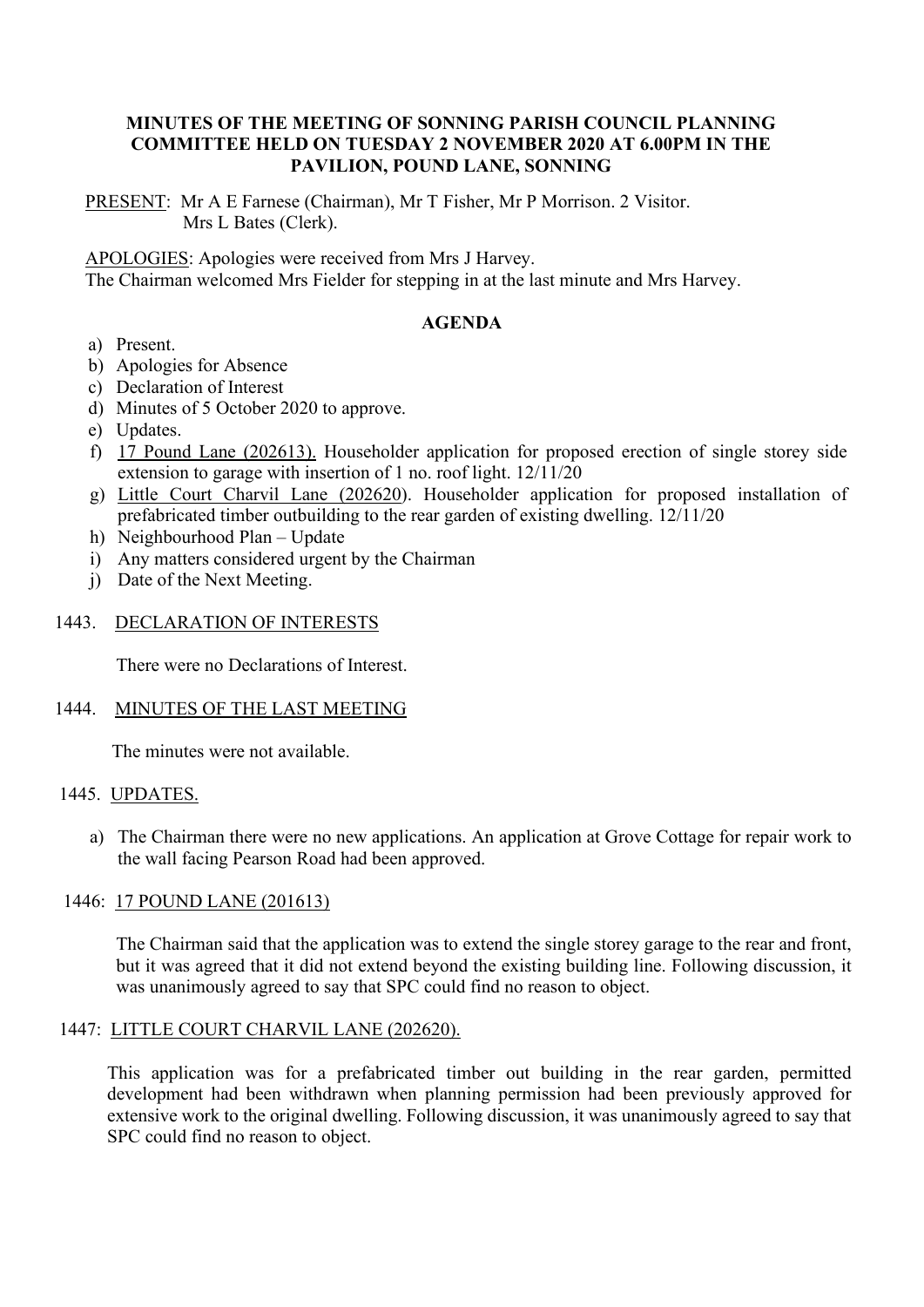**MINUTES OF THE MEETING OF SONNING PARISH COUNCIL PLANNING COMMITTEE HELD ON TUESDAY 2 NOVEMBER 2020 AT 6.00PM IN THE PAVILION, POUND LANE, SONNING**

PRESENT: Mr A E Farnese (Chairman), Mr T Fisher, Mr P Morrison. 2 Visitor. Mrs L Bates (Clerk).

APOLOGIES: Apologies were received from Mrs J Harvey.
The Chairman welcomed Mrs Fielder for stepping in at the last minute and Mrs Harvey.

**AGENDA**

a) Present.
b) Apologies for Absence
c) Declaration of Interest
d) Minutes of 5 October 2020 to approve.
e) Updates.
f) 17 Pound Lane (202613). Householder application for proposed erection of single storey side extension to garage with insertion of 1 no. roof light. 12/11/20
g) Little Court Charvil Lane (202620). Householder application for proposed installation of prefabricated timber outbuilding to the rear garden of existing dwelling. 12/11/20
h) Neighbourhood Plan – Update
i) Any matters considered urgent by the Chairman
j) Date of the Next Meeting.

1443. DECLARATION OF INTERESTS

There were no Declarations of Interest.

1444. MINUTES OF THE LAST MEETING

The minutes were not available.

1445. UPDATES.

a) The Chairman there were no new applications. An application at Grove Cottage for repair work to the wall facing Pearson Road had been approved.

1446: 17 POUND LANE (201613)

The Chairman said that the application was to extend the single storey garage to the rear and front, but it was agreed that it did not extend beyond the existing building line. Following discussion, it was unanimously agreed to say that SPC could find no reason to object.

1447: LITTLE COURT CHARVIL LANE (202620).

This application was for a prefabricated timber out building in the rear garden, permitted development had been withdrawn when planning permission had been previously approved for extensive work to the original dwelling. Following discussion, it was unanimously agreed to say that SPC could find no reason to object.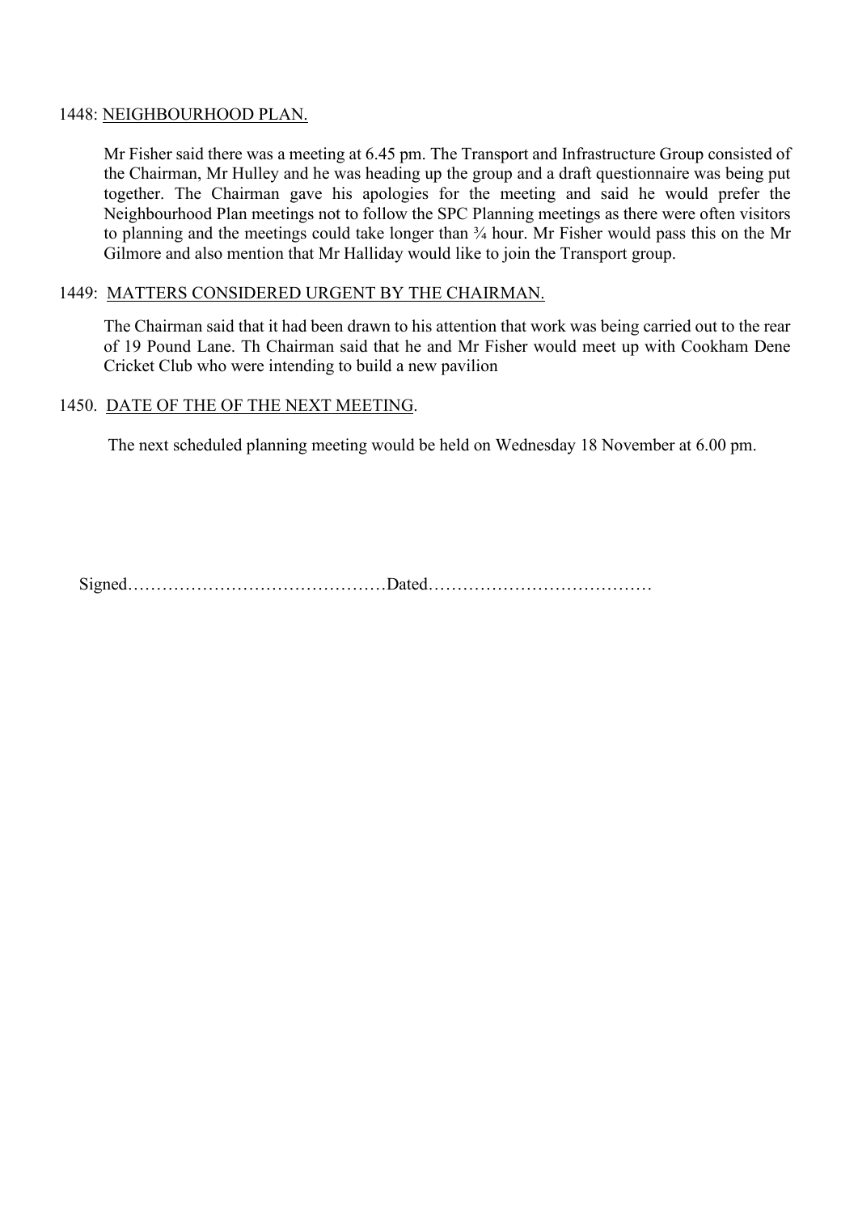1448: <u>NEIGHBOURHOOD PLAN.</u>

Mr Fisher said there was a meeting at 6.45 pm. The Transport and Infrastructure Group consisted of the Chairman, Mr Hulley and he was heading up the group and a draft questionnaire was being put together. The Chairman gave his apologies for the meeting and said he would prefer the Neighbourhood Plan meetings not to follow the SPC Planning meetings as there were often visitors to planning and the meetings could take longer than ¾ hour. Mr Fisher would pass this on the Mr Gilmore and also mention that Mr Halliday would like to join the Transport group.

1449: <u>MATTERS CONSIDERED URGENT BY THE CHAIRMAN.</u>

The Chairman said that it had been drawn to his attention that work was being carried out to the rear of 19 Pound Lane. Th Chairman said that he and Mr Fisher would meet up with Cookham Dene Cricket Club who were intending to build a new pavilion

1450. <u>DATE OF THE OF THE NEXT MEETING</u>.

The next scheduled planning meeting would be held on Wednesday 18 November at 6.00 pm.

Signed………………………………………Dated…………………………………